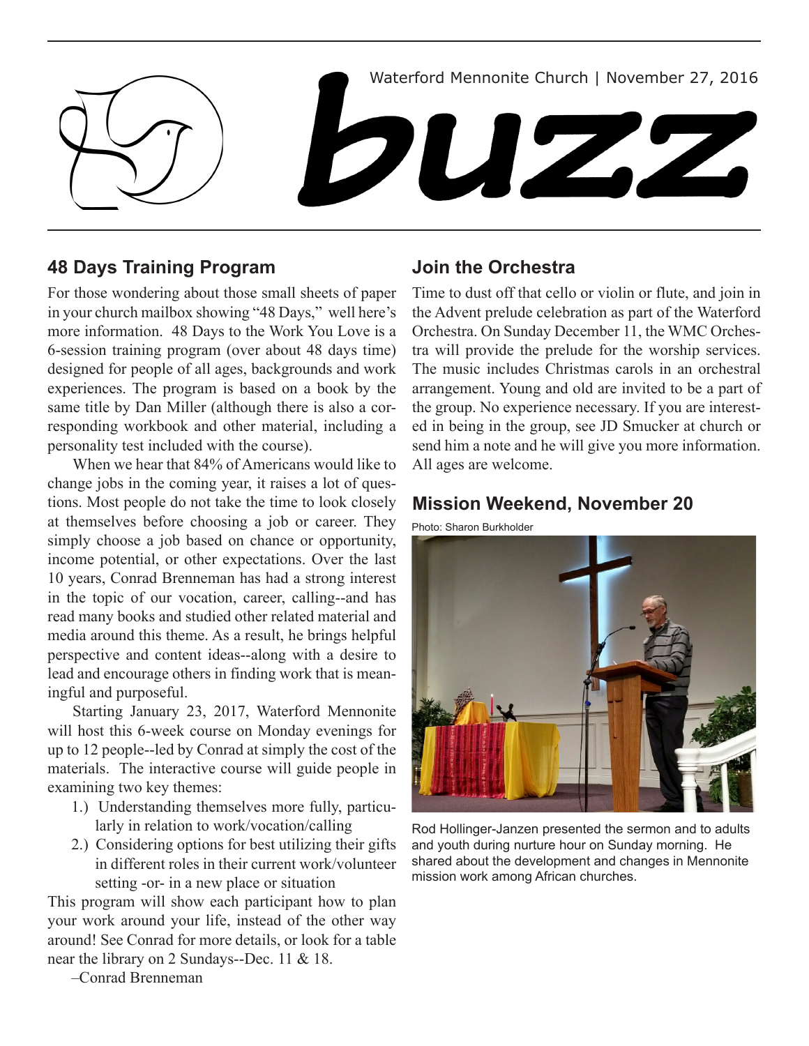Waterford Mennonite Church | November 27, 2016

# buzz

## 48 Days Training Program

For those wondering about those small sheets of paper in your church mailbox showing "48 Days," well here's more information. 48 Days to the Work You Love is a 6-session training program (over about 48 days time) designed for people of all ages, backgrounds and work experiences. The program is based on a book by the same title by Dan Miller (although there is also a corresponding workbook and other material, including a personality test included with the course).

When we hear that 84% of Americans would like to change jobs in the coming year, it raises a lot of questions. Most people do not take the time to look closely at themselves before choosing a job or career. They simply choose a job based on chance or opportunity, income potential, or other expectations. Over the last 10 years, Conrad Brenneman has had a strong interest in the topic of our vocation, career, calling--and has read many books and studied other related material and media around this theme. As a result, he brings helpful perspective and content ideas--along with a desire to lead and encourage others in finding work that is meaningful and purposeful.

Starting January 23, 2017, Waterford Mennonite will host this 6-week course on Monday evenings for up to 12 people--led by Conrad at simply the cost of the materials. The interactive course will guide people in examining two key themes:

1.) Understanding themselves more fully, particularly in relation to work/vocation/calling
2.) Considering options for best utilizing their gifts in different roles in their current work/volunteer setting -or- in a new place or situation

This program will show each participant how to plan your work around your life, instead of the other way around! See Conrad for more details, or look for a table near the library on 2 Sundays--Dec. 11 & 18.

–Conrad Brenneman

## Join the Orchestra

Time to dust off that cello or violin or flute, and join in the Advent prelude celebration as part of the Waterford Orchestra. On Sunday December 11, the WMC Orchestra will provide the prelude for the worship services. The music includes Christmas carols in an orchestral arrangement. Young and old are invited to be a part of the group. No experience necessary. If you are interested in being in the group, see JD Smucker at church or send him a note and he will give you more information. All ages are welcome.

## Mission Weekend, November 20

Photo: Sharon Burkholder

Rod Hollinger-Janzen presented the sermon and to adults and youth during nurture hour on Sunday morning. He shared about the development and changes in Mennonite mission work among African churches.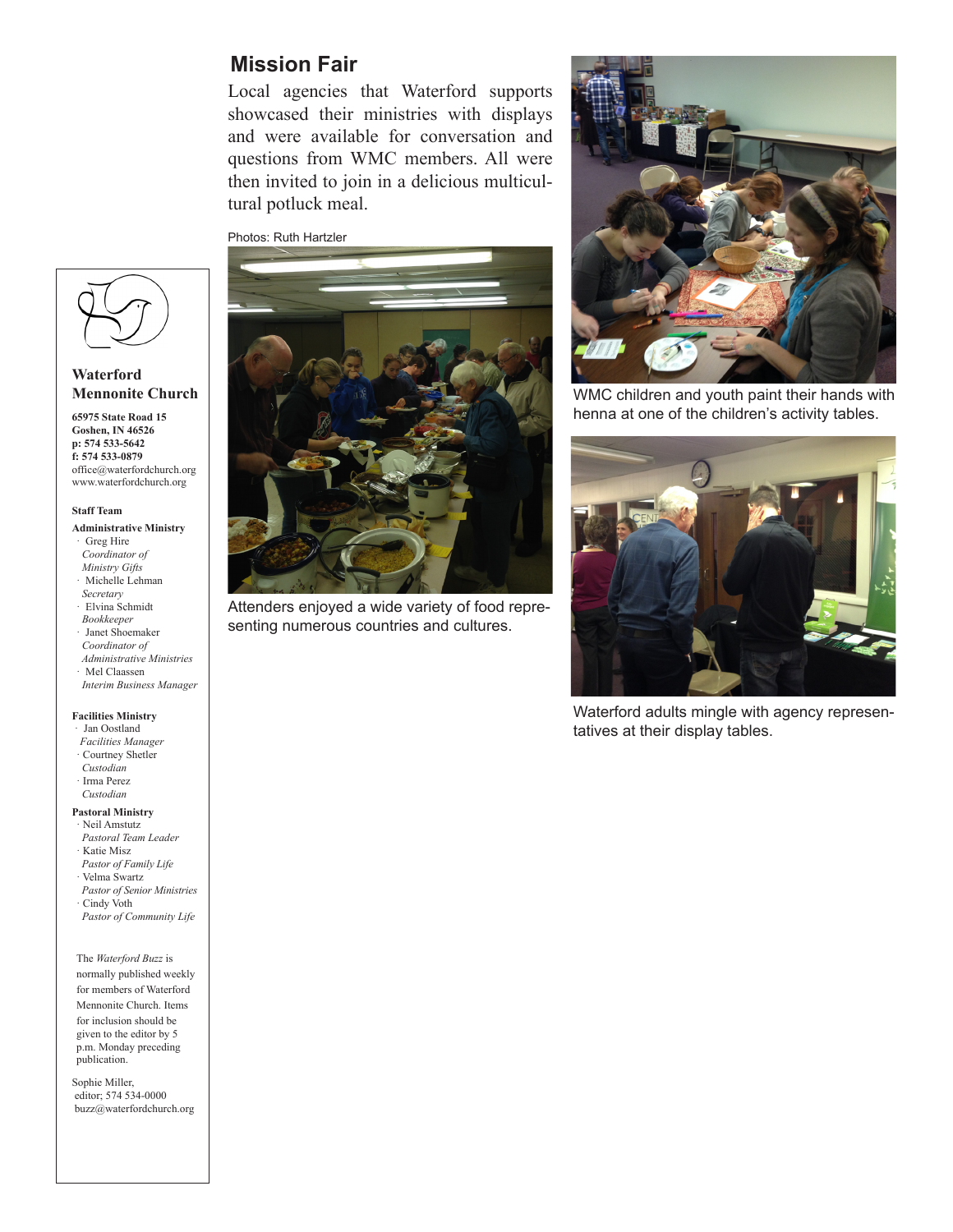## Mission Fair

Local agencies that Waterford supports showcased their ministries with displays and were available for conversation and questions from WMC members. All were then invited to join in a delicious multicultural potluck meal.

Photos: Ruth Hartzler

Attenders enjoyed a wide variety of food representing numerous countries and cultures.

WMC children and youth paint their hands with henna at one of the children's activity tables.

Waterford adults mingle with agency representatives at their display tables.

**Waterford Mennonite Church**

**65975 State Road 15**
**Goshen, IN 46526**
**p: 574 533-5642**
**f: 574 533-0879**
office@waterfordchurch.org
www.waterfordchurch.org

**Staff Team**

**Administrative Ministry**
· Greg Hire
*Coordinator of Ministry Gifts*
· Michelle Lehman
*Secretary*
· Elvina Schmidt
*Bookkeeper*
· Janet Shoemaker
*Coordinator of Administrative Ministries*
· Mel Claassen
*Interim Business Manager*

**Facilities Ministry**
· Jan Oostland
*Facilities Manager*
· Courtney Shetler
*Custodian*
· Irma Perez
*Custodian*

**Pastoral Ministry**
· Neil Amstutz
*Pastoral Team Leader*
· Katie Misz
*Pastor of Family Life*
· Velma Swartz
*Pastor of Senior Ministries*
· Cindy Voth
*Pastor of Community Life*

The *Waterford Buzz* is normally published weekly for members of Waterford Mennonite Church. Items for inclusion should be given to the editor by 5 p.m. Monday preceding publication.

Sophie Miller, editor; 574 534-0000
buzz@waterfordchurch.org